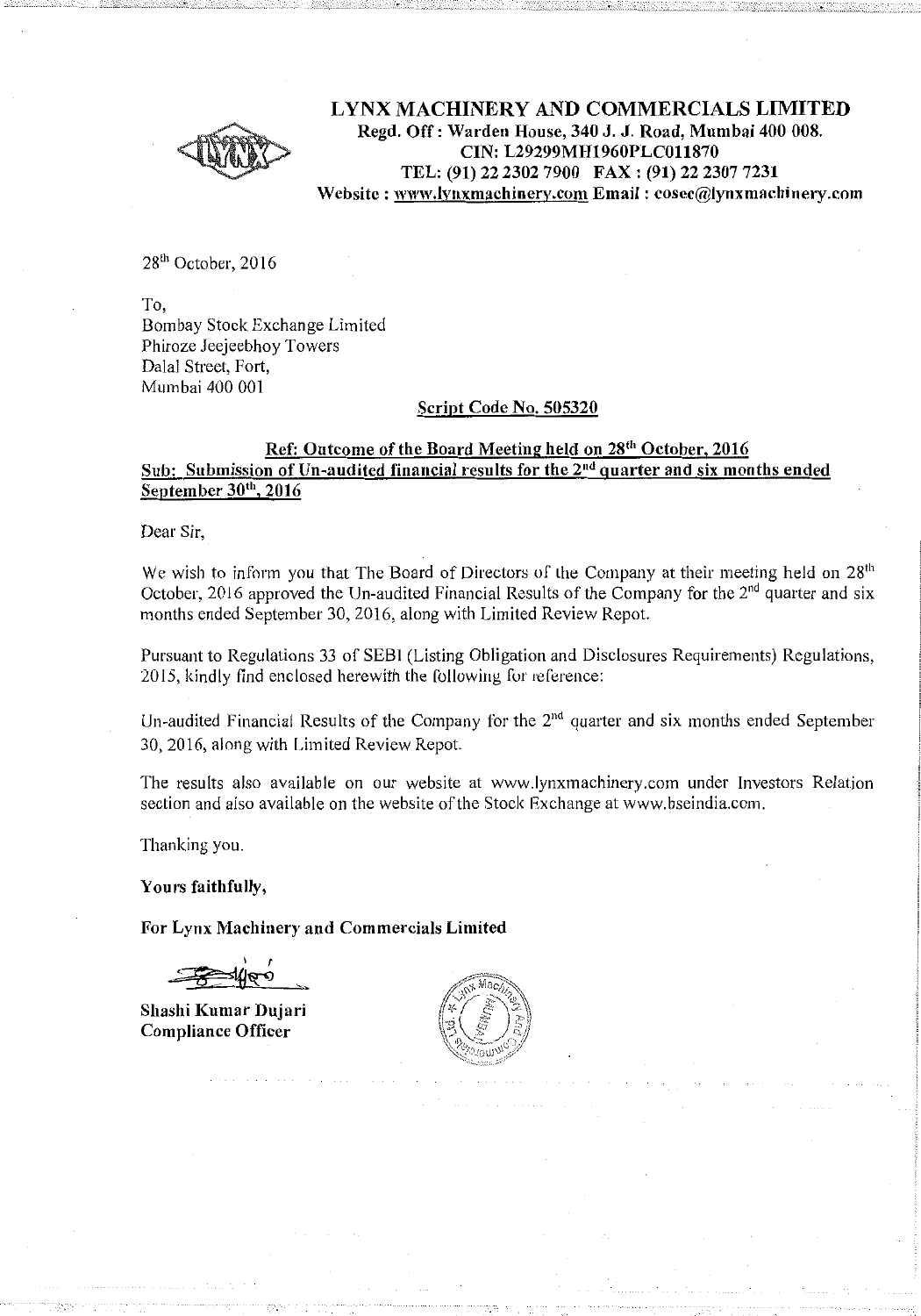# LYNX MACHINERY AND COMMERCIALS LIMITED

**Regd. Off : Warden House, 340 J. J. Road, Mumbai 400 008.**
**CIN: L29299MH1960PLC011870**
**TEL: (91) 22 2302 7900 FAX : (91) 22 2307 7231**
**Website : www.lynxmachinery.com Email : cosec@lynxmachinery.com**

28th October, 2016

To,
Bombay Stock Exchange Limited
Phiroze Jeejeebhoy Towers
Dalal Street, Fort,
Mumbai 400 001

**Script Code No. 505320**

**Ref: Outcome of the Board Meeting held on 28th October, 2016**
**Sub: Submission of Un-audited financial results for the 2nd quarter and six months ended September 30th, 2016**

Dear Sir,

We wish to inform you that The Board of Directors of the Company at their meeting held on 28th October, 2016 approved the Un-audited Financial Results of the Company for the 2nd quarter and six months ended September 30, 2016, along with Limited Review Repot.

Pursuant to Regulations 33 of SEBI (Listing Obligation and Disclosures Requirements) Regulations, 2015, kindly find enclosed herewith the following for reference:

Un-audited Financial Results of the Company for the 2nd quarter and six months ended September 30, 2016, along with Limited Review Repot.

The results also available on our website at www.lynxmachinery.com under Investors Relation section and also available on the website of the Stock Exchange at www.bseindia.com.

Thanking you.

**Yours faithfully,**

**For Lynx Machinery and Commercials Limited**

**Shashi Kumar Dujari**
**Compliance Officer**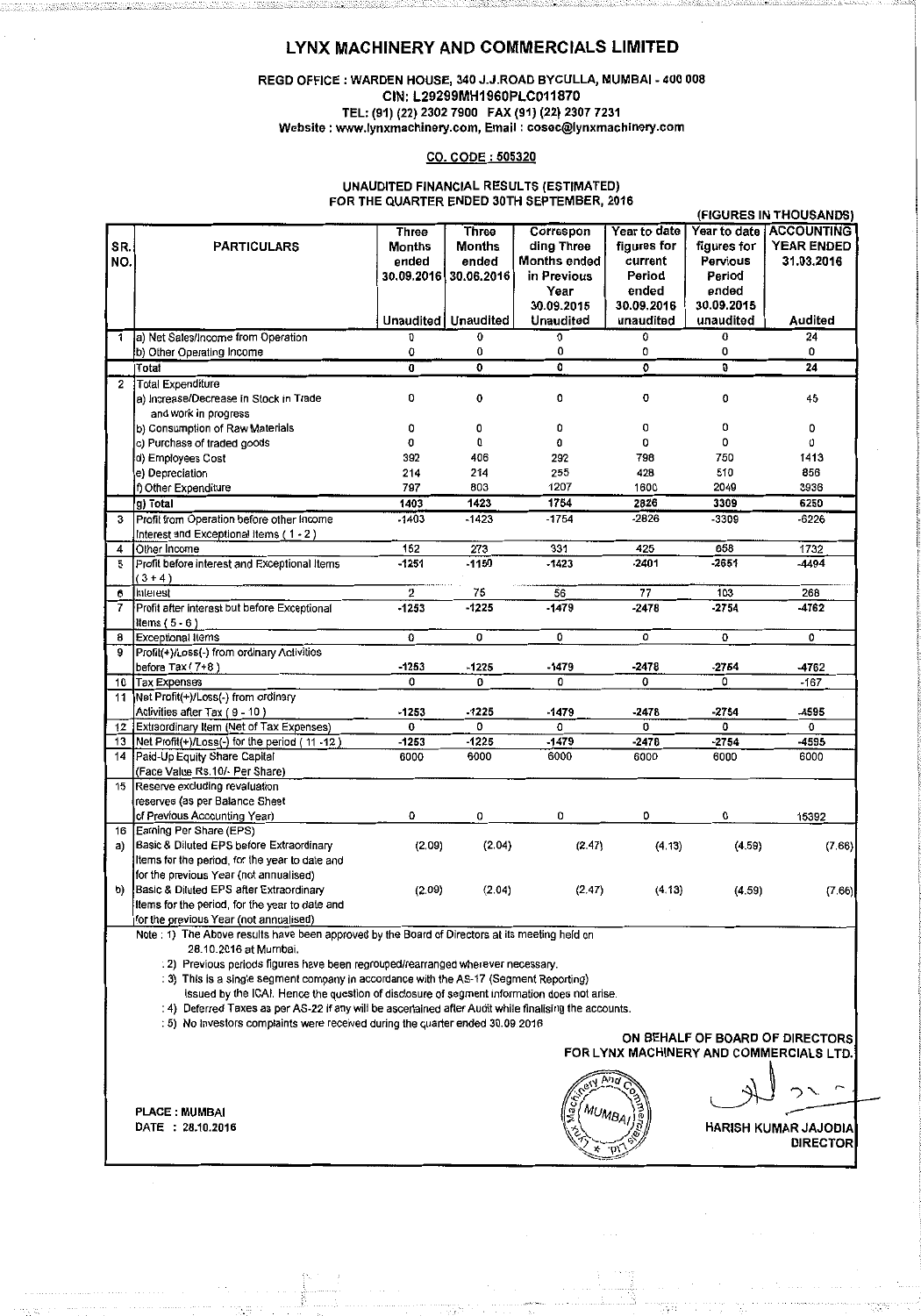# LYNX MACHINERY AND COMMERCIALS LIMITED

**REGD OFFICE : WARDEN HOUSE, 340 J.J.ROAD BYCULLA, MUMBAI - 400 008**
**CIN: L29299MH1960PLC011870**
**TEL: (91) (22) 2302 7900 FAX (91) (22) 2307 7231**
**Website : www.lynxmachinery.com, Email : cosec@lynxmachinery.com**

**CO. CODE : 505320**

**UNAUDITED FINANCIAL RESULTS (ESTIMATED)**
**FOR THE QUARTER ENDED 30TH SEPTEMBER, 2016**

(FIGURES IN THOUSANDS)

| SR. NO. | PARTICULARS | Three Months ended 30.09.2016 | Three Months ended 30.06.2016 | Correspon ding Three Months ended in Previous Year 30.09.2015 | Year to date figures for current Period ended 30.09.2016 | Year to date figures for Pervious Period ended 30.09.2015 | ACCOUNTING YEAR ENDED 31.03.2016 |
|---|---|---|---|---|---|---|---|
| | | Unaudited | Unaudited | Unaudited | unaudited | unaudited | Audited |
| 1 | a) Net Sales/Income from Operation | 0 | 0 | 0 | 0 | 0 | 24 |
| | b) Other Operating Income | 0 | 0 | 0 | 0 | 0 | 0 |
| | Total | 0 | 0 | 0 | 0 | 0 | 24 |
| 2 | Total Expenditure | | | | | | |
| | a) Increase/Decrease in Stock in Trade and work in progress | 0 | 0 | 0 | 0 | 0 | 45 |
| | b) Consumption of Raw Materials | 0 | 0 | 0 | 0 | 0 | 0 |
| | c) Purchase of traded goods | 0 | 0 | 0 | 0 | 0 | 0 |
| | d) Employees Cost | 392 | 406 | 292 | 798 | 750 | 1413 |
| | e) Depreciation | 214 | 214 | 255 | 428 | 510 | 856 |
| | f) Other Expenditure | 797 | 803 | 1207 | 1600 | 2049 | 3936 |
| | g) Total | 1403 | 1423 | 1754 | 2826 | 3309 | 6250 |
| 3 | Profit from Operation before other Income Interest and Exceptional Items ( 1 - 2 ) | -1403 | -1423 | -1754 | -2826 | -3309 | -6226 |
| 4 | Other Income | 152 | 273 | 331 | 425 | 658 | 1732 |
| 5 | Profit before interest and Exceptional Items ( 3 + 4 ) | -1251 | -1150 | -1423 | -2401 | -2651 | -4494 |
| 6 | Interest | 2 | 75 | 56 | 77 | 103 | 268 |
| 7 | Profit after interest but before Exceptional Items ( 5 - 6 ) | -1253 | -1225 | -1479 | -2478 | -2754 | -4762 |
| 8 | Exceptional Items | 0 | 0 | 0 | 0 | 0 | 0 |
| 9 | Profit(+)/Loss(-) from ordinary Activities before Tax ( 7+8 ) | -1253 | -1225 | -1479 | -2478 | -2754 | -4762 |
| 10 | Tax Expenses | 0 | 0 | 0 | 0 | 0 | -167 |
| 11 | Net Profit(+)/Loss(-) from ordinary Activities after Tax ( 9 - 10 ) | -1253 | -1225 | -1479 | -2478 | -2754 | -4595 |
| 12 | Extraordinary Item (Net of Tax Expenses) | 0 | 0 | 0 | 0 | 0 | 0 |
| 13 | Net Profit(+)/Loss(-) for the period ( 11 -12 ) | -1253 | -1225 | -1479 | -2478 | -2754 | -4595 |
| 14 | Paid-Up Equity Share Capital (Face Value Rs.10/- Per Share) | 6000 | 6000 | 6000 | 6000 | 6000 | 6000 |
| 15 | Reserve excluding revaluation reserves (as per Balance Sheet of Previous Accounting Year) | 0 | 0 | 0 | 0 | 0 | 15392 |
| 16 | Earning Per Share (EPS) | | | | | | |
| a) | Basic & Diluted EPS before Extraordinary Items for the period, for the year to date and for the previous Year (not annualised) | (2.09) | (2.04) | (2.47) | (4.13) | (4.59) | (7.66) |
| b) | Basic & Diluted EPS after Extraordinary Items for the period, for the year to date and for the previous Year (not annualised) | (2.09) | (2.04) | (2.47) | (4.13) | (4.59) | (7.66) |

Note : 1) The Above results have been approved by the Board of Directors at its meeting held on 28.10.2016 at Mumbai.

: 2) Previous periods figures have been regrouped/rearranged wherever necessary.

: 3) This is a single segment company in accordance with the AS-17 (Segment Reporting) issued by the ICAI. Hence the question of disclosure of segment information does not arise.

: 4) Deferred Taxes as per AS-22 if any will be ascertained after Audit while finalising the accounts.

: 5) No Investors complaints were received during the quarter ended 30.09.2016

ON BEHALF OF BOARD OF DIRECTORS
FOR LYNX MACHINERY AND COMMERCIALS LTD.

PLACE : MUMBAI
DATE : 28.10.2016

HARISH KUMAR JAJODIA
DIRECTOR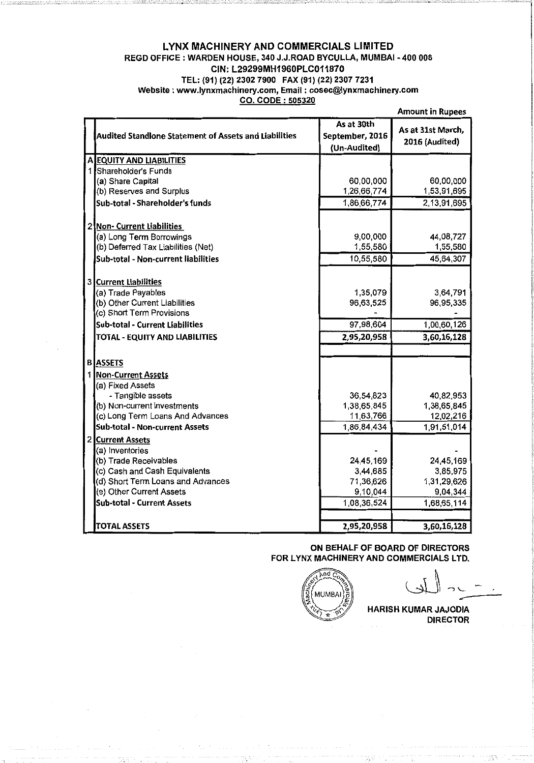# LYNX MACHINERY AND COMMERCIALS LIMITED

**REGD OFFICE : WARDEN HOUSE, 340 J.J.ROAD BYCULLA, MUMBAI - 400 008**

**CIN: L29299MH1960PLC011870**

**TEL: (91) (22) 2302 7900 FAX (91) (22) 2307 7231**

**Website : www.lynxmachinery.com, Email : cosec@lynxmachinery.com**

**CO. CODE : 505320**

**Amount in Rupees**

| | Audited Standlone Statement of Assets and Liabilities | As at 30th September, 2016 (Un-Audited) | As at 31st March, 2016 (Audited) |
|---|---|---|---|
| A | **EQUITY AND LIABILITIES** | | |
| 1 | Shareholder's Funds | | |
| | (a) Share Capital | 60,00,000 | 60,00,000 |
| | (b) Reserves and Surplus | 1,26,66,774 | 1,53,91,695 |
| | **Sub-total - Shareholder's funds** | 1,86,66,774 | 2,13,91,695 |
| 2 | **Non- Current Liabilities** | | |
| | (a) Long Term Borrowings | 9,00,000 | 44,08,727 |
| | (b) Deferred Tax Liabilities (Net) | 1,55,580 | 1,55,580 |
| | **Sub-total - Non-current liabilities** | 10,55,580 | 45,64,307 |
| 3 | **Current Liabilities** | | |
| | (a) Trade Payables | 1,35,079 | 3,64,791 |
| | (b) Other Current Liabilities | 96,63,525 | 96,95,335 |
| | (c) Short Term Provisions | - | - |
| | **Sub-total - Current Liabilities** | 97,98,604 | 1,00,60,126 |
| | **TOTAL - EQUITY AND LIABILITIES** | **2,95,20,958** | **3,60,16,128** |
| B | **ASSETS** | | |
| 1 | **Non-Current Assets** | | |
| | (a) Fixed Assets | | |
| | - Tangible assets | 36,54,823 | 40,82,953 |
| | (b) Non-current investments | 1,38,65,845 | 1,38,65,845 |
| | (c) Long Term Loans And Advances | 11,63,766 | 12,02,216 |
| | **Sub-total - Non-current Assets** | 1,86,84,434 | 1,91,51,014 |
| 2 | **Current Assets** | | |
| | (a) Inventories | - | - |
| | (b) Trade Receivables | 24,45,169 | 24,45,169 |
| | (c) Cash and Cash Equivalents | 3,44,685 | 3,85,975 |
| | (d) Short Term Loans and Advances | 71,36,626 | 1,31,29,626 |
| | (e) Other Current Assets | 9,10,044 | 9,04,344 |
| | **Sub-total - Current Assets** | 1,08,36,524 | 1,68,65,114 |
| | **TOTAL ASSETS** | **2,95,20,958** | **3,60,16,128** |

**ON BEHALF OF BOARD OF DIRECTORS**
**FOR LYNX MACHINERY AND COMMERCIALS LTD.**

**HARISH KUMAR JAJODIA**
**DIRECTOR**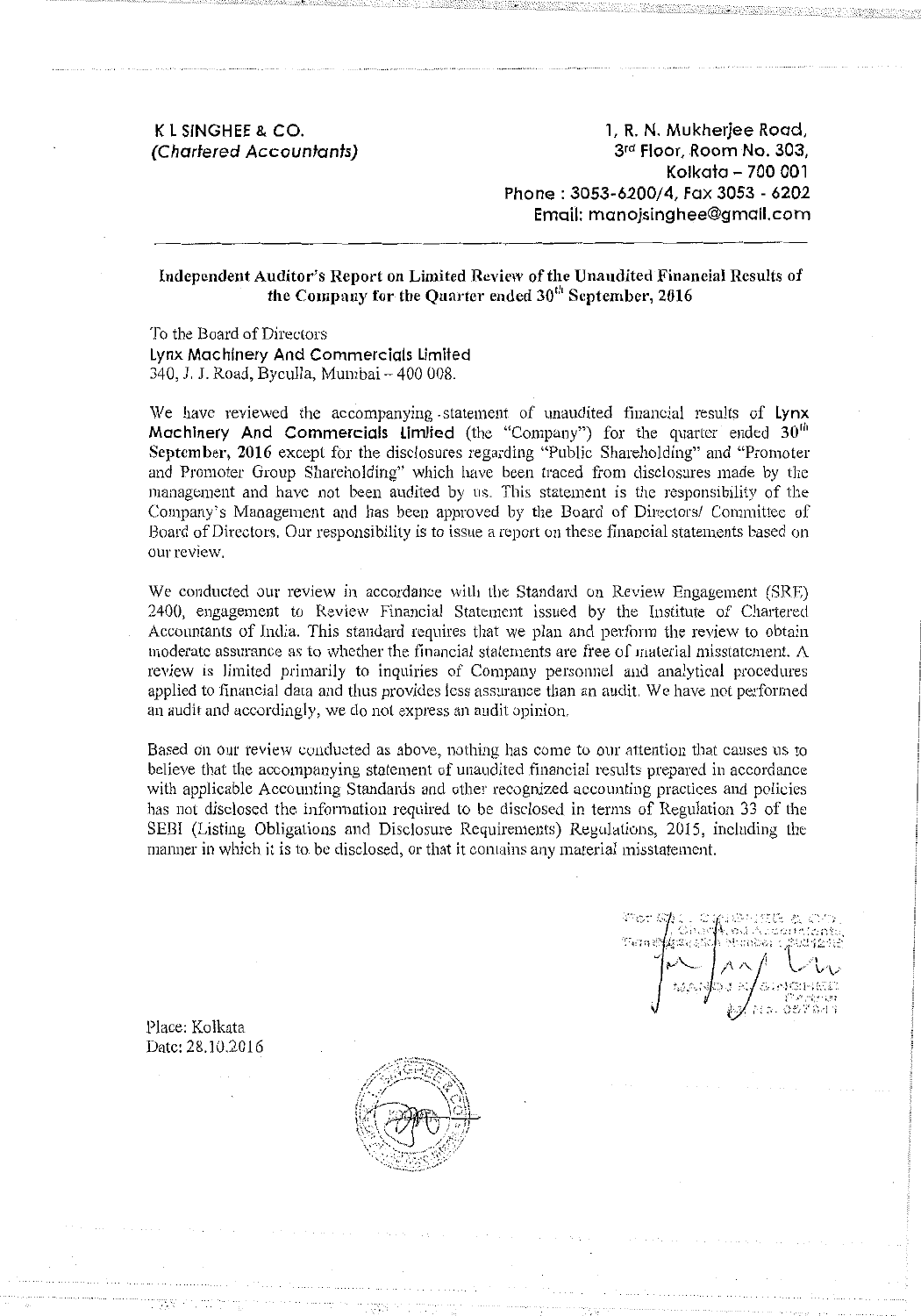K L SINGHEE & CO.
*(Chartered Accountants)*

1, R. N. Mukherjee Road,
3rd Floor, Room No. 303,
Kolkata – 700 001
Phone : 3053-6200/4, Fax 3053 - 6202
Email: manojsinghee@gmail.com

---

**Independent Auditor's Report on Limited Review of the Unaudited Financial Results of the Company for the Quarter ended 30th September, 2016**

To the Board of Directors
**Lynx Machinery And Commercials Limited**
340, J. J. Road, Byculla, Mumbai – 400 008.

We have reviewed the accompanying statement of unaudited financial results of **Lynx Machinery And Commercials Limited** (the "Company") for the quarter ended **30th September, 2016** except for the disclosures regarding "Public Shareholding" and "Promoter and Promoter Group Shareholding" which have been traced from disclosures made by the management and have not been audited by us. This statement is the responsibility of the Company's Management and has been approved by the Board of Directors/ Committee of Board of Directors. Our responsibility is to issue a report on these financial statements based on our review.

We conducted our review in accordance with the Standard on Review Engagement (SRE) 2400, engagement to Review Financial Statement issued by the Institute of Chartered Accountants of India. This standard requires that we plan and perform the review to obtain moderate assurance as to whether the financial statements are free of material misstatement. A review is limited primarily to inquiries of Company personnel and analytical procedures applied to financial data and thus provides less assurance than an audit. We have not performed an audit and accordingly, we do not express an audit opinion.

Based on our review conducted as above, nothing has come to our attention that causes us to believe that the accompanying statement of unaudited financial results prepared in accordance with applicable Accounting Standards and other recognized accounting practices and policies has not disclosed the information required to be disclosed in terms of Regulation 33 of the SEBI (Listing Obligations and Disclosure Requirements) Regulations, 2015, including the manner in which it is to be disclosed, or that it contains any material misstatement.

Place: Kolkata
Date: 28.10.2016